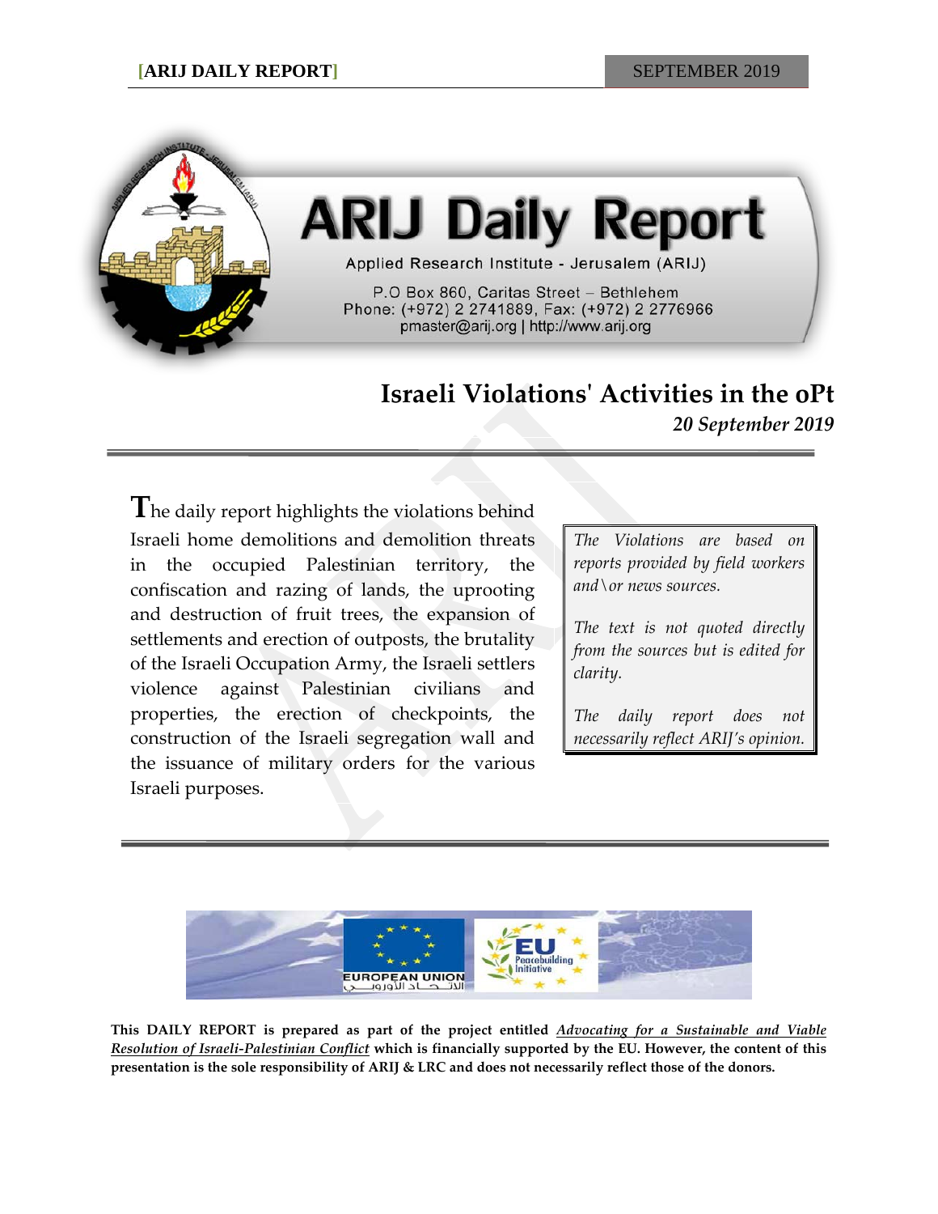# ARIJ Daily Report

Applied Research Institute - Jerusalem (ARIJ)

P.O Box 860, Caritas Street – Bethlehem
Phone: (+972) 2 2741889, Fax: (+972) 2 2776966
pmaster@arij.org | http://www.arij.org

## Israeli Violations' Activities in the oPt

***20 September 2019***

The daily report highlights the violations behind Israeli home demolitions and demolition threats in the occupied Palestinian territory, the confiscation and razing of lands, the uprooting and destruction of fruit trees, the expansion of settlements and erection of outposts, the brutality of the Israeli Occupation Army, the Israeli settlers violence against Palestinian civilians and properties, the erection of checkpoints, the construction of the Israeli segregation wall and the issuance of military orders for the various Israeli purposes.

*The Violations are based on reports provided by field workers and\or news sources.*

*The text is not quoted directly from the sources but is edited for clarity.*

*The daily report does not necessarily reflect ARIJ's opinion.*

EUROPEAN UNION الاتحاد الأوروبي

EU Peacebuilding Initiative

**This DAILY REPORT is prepared as part of the project entitled *Advocating for a Sustainable and Viable Resolution of Israeli-Palestinian Conflict* which is financially supported by the EU. However, the content of this presentation is the sole responsibility of ARIJ & LRC and does not necessarily reflect those of the donors.**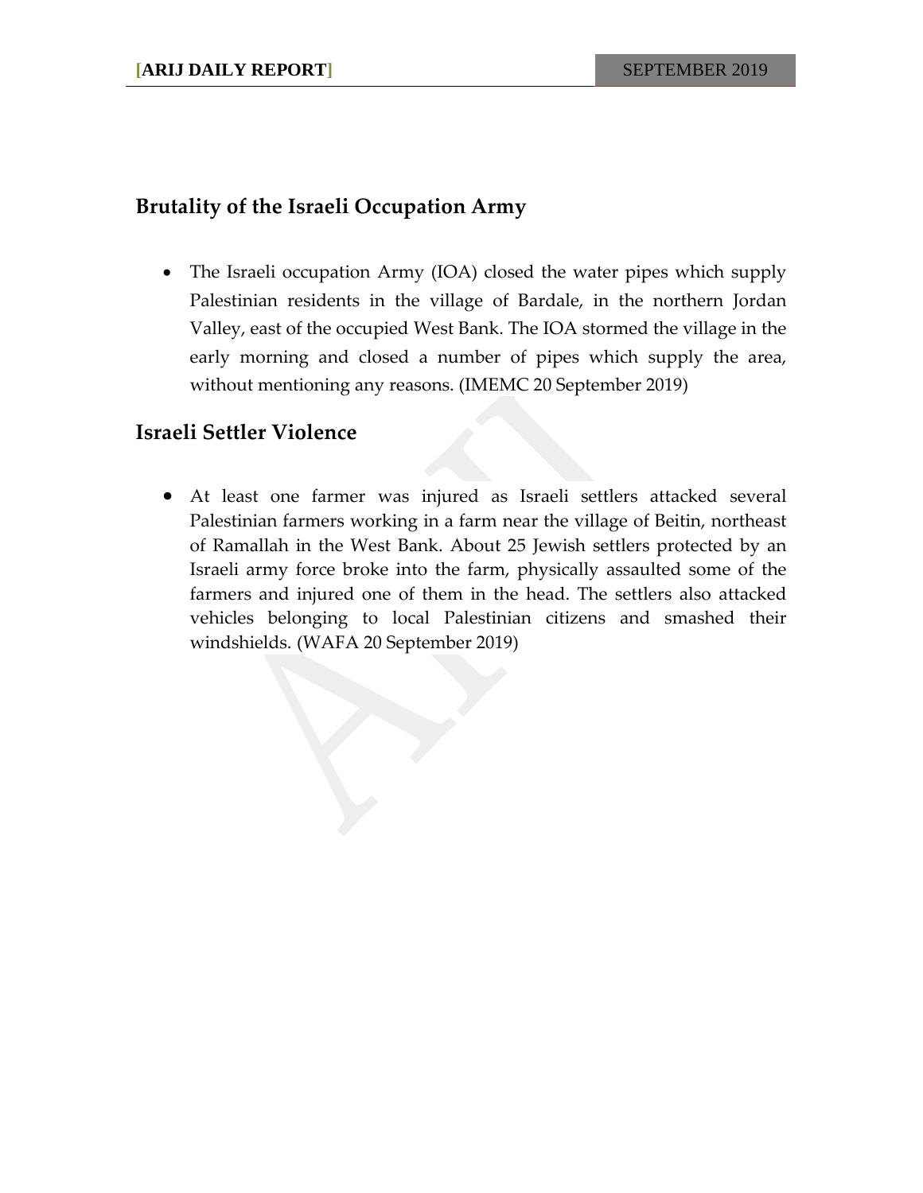## Brutality of the Israeli Occupation Army

- The Israeli occupation Army (IOA) closed the water pipes which supply Palestinian residents in the village of Bardale, in the northern Jordan Valley, east of the occupied West Bank. The IOA stormed the village in the early morning and closed a number of pipes which supply the area, without mentioning any reasons. (IMEMC 20 September 2019)

## Israeli Settler Violence

- At least one farmer was injured as Israeli settlers attacked several Palestinian farmers working in a farm near the village of Beitin, northeast of Ramallah in the West Bank. About 25 Jewish settlers protected by an Israeli army force broke into the farm, physically assaulted some of the farmers and injured one of them in the head. The settlers also attacked vehicles belonging to local Palestinian citizens and smashed their windshields. (WAFA 20 September 2019)